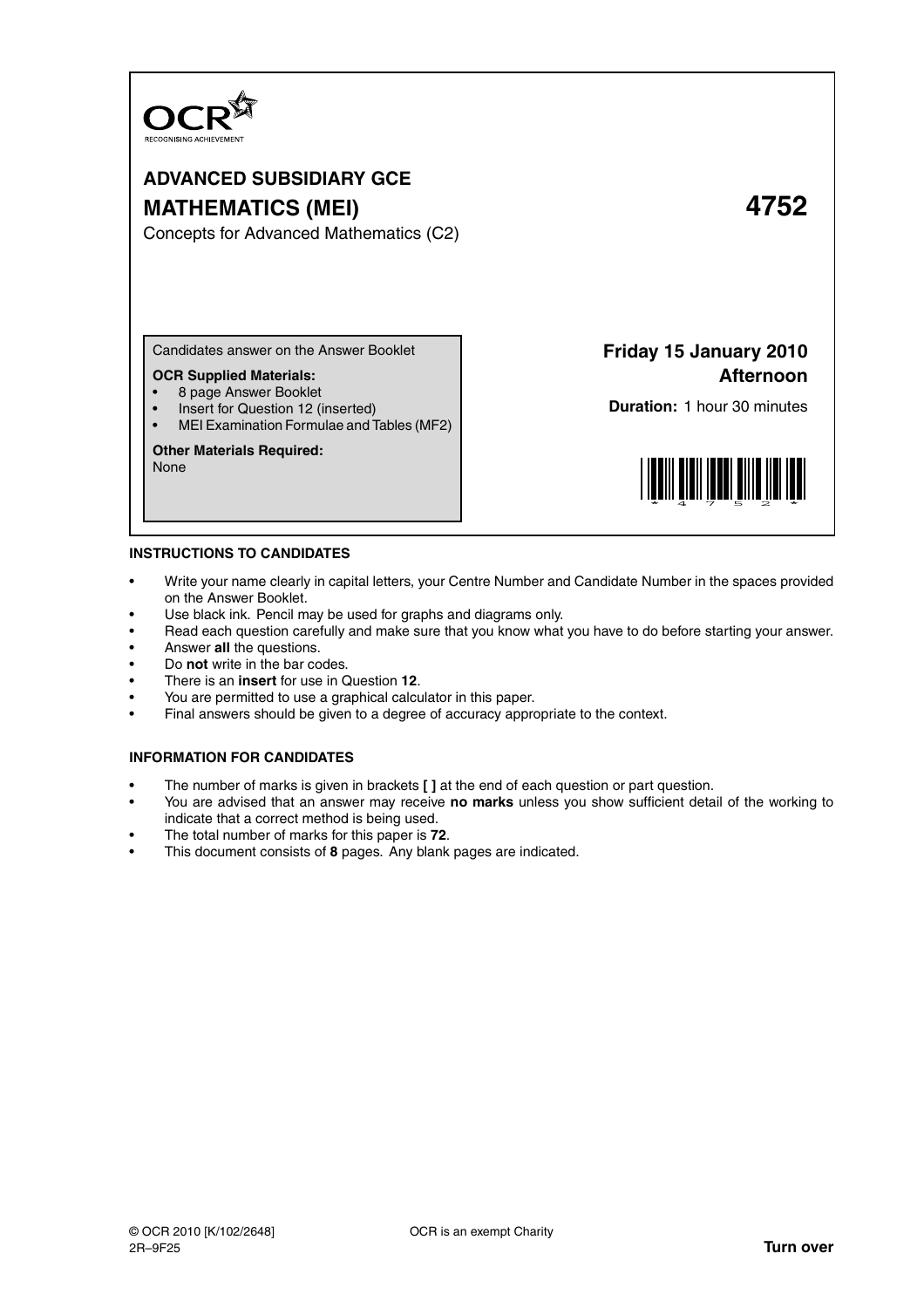OCR

RECOGNISING ACHIEVEMENT

# ADVANCED SUBSIDIARY GCE

# MATHEMATICS (MEI) 4752

Concepts for Advanced Mathematics (C2)

Candidates answer on the Answer Booklet

**OCR Supplied Materials:**

- 8 page Answer Booklet
- Insert for Question 12 (inserted)
- MEI Examination Formulae and Tables (MF2)

**Other Materials Required:**

None

**Friday 15 January 2010**
**Afternoon**

**Duration:** 1 hour 30 minutes

## INSTRUCTIONS TO CANDIDATES

- Write your name clearly in capital letters, your Centre Number and Candidate Number in the spaces provided on the Answer Booklet.
- Use black ink. Pencil may be used for graphs and diagrams only.
- Read each question carefully and make sure that you know what you have to do before starting your answer.
- Answer **all** the questions.
- Do **not** write in the bar codes.
- There is an **insert** for use in Question **12**.
- You are permitted to use a graphical calculator in this paper.
- Final answers should be given to a degree of accuracy appropriate to the context.

## INFORMATION FOR CANDIDATES

- The number of marks is given in brackets **[ ]** at the end of each question or part question.
- You are advised that an answer may receive **no marks** unless you show sufficient detail of the working to indicate that a correct method is being used.
- The total number of marks for this paper is **72**.
- This document consists of **8** pages. Any blank pages are indicated.

© OCR 2010 [K/102/2648] OCR is an exempt Charity

2R–9F25

**Turn over**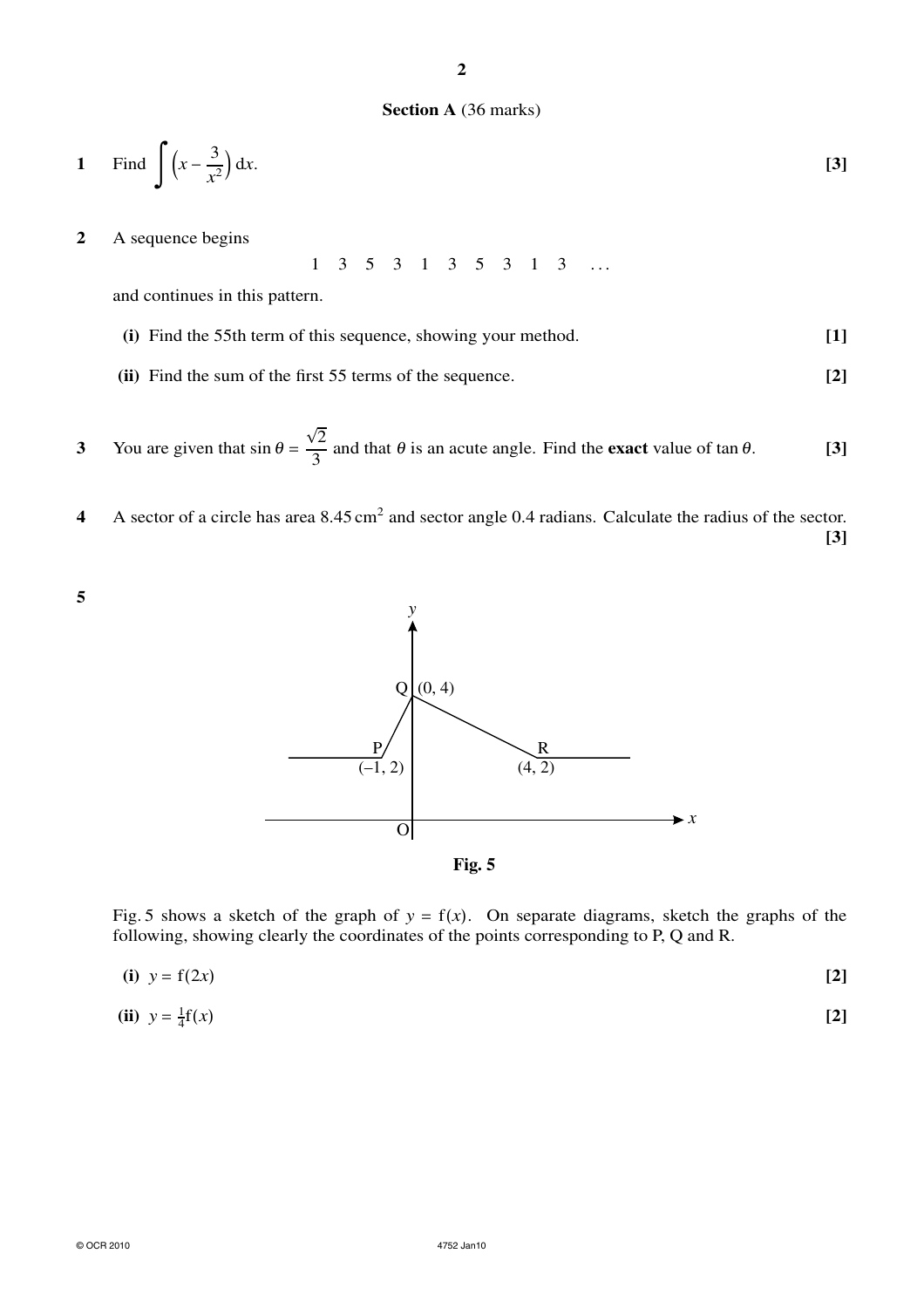## Section A (36 marks)

**1** Find $\int \left(x - \frac{3}{x^2}\right) dx$. **[3]**

**2** A sequence begins

$$1 \quad 3 \quad 5 \quad 3 \quad 1 \quad 3 \quad 5 \quad 3 \quad 1 \quad 3 \quad \ldots$$

and continues in this pattern.

**(i)** Find the 55th term of this sequence, showing your method. **[1]**

**(ii)** Find the sum of the first 55 terms of the sequence. **[2]**

**3** You are given that $\sin\theta = \frac{\sqrt{2}}{3}$ and that $\theta$ is an acute angle. Find the **exact** value of $\tan\theta$. **[3]**

**4** A sector of a circle has area $8.45\,\text{cm}^2$ and sector angle 0.4 radians. Calculate the radius of the sector. **[3]**

**5**

Fig. 5

Fig. 5 shows a sketch of the graph of $y = f(x)$. On separate diagrams, sketch the graphs of the following, showing clearly the coordinates of the points corresponding to P, Q and R.

**(i)** $y = f(2x)$ **[2]**

**(ii)** $y = \frac{1}{4}f(x)$ **[2]**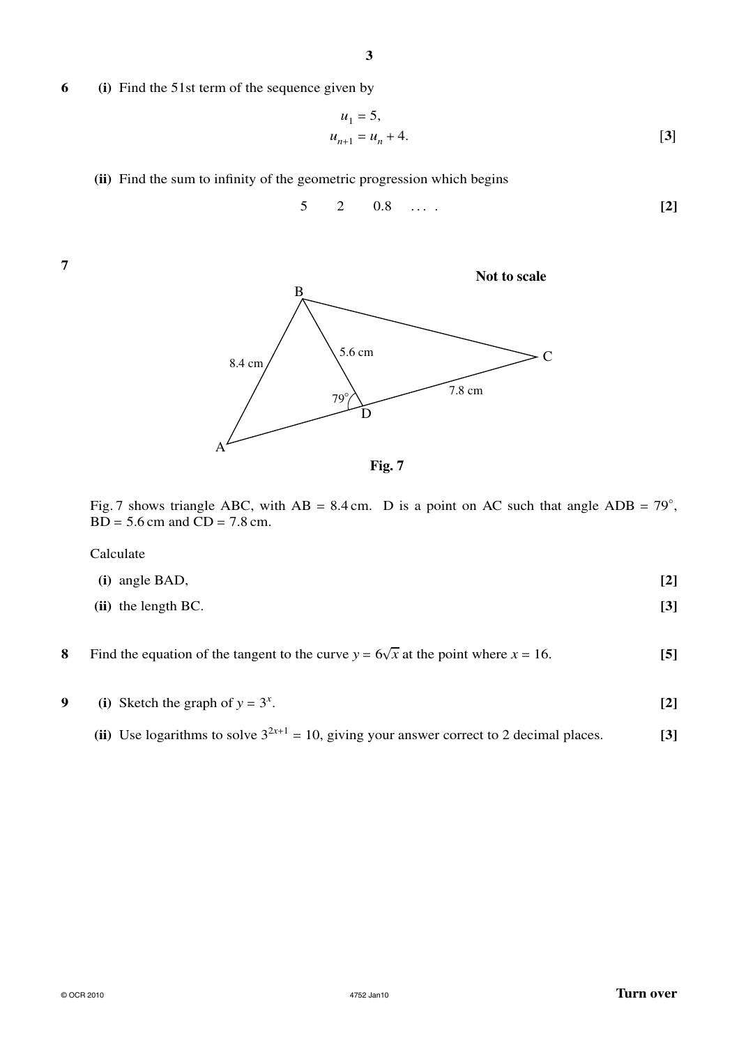**6** **(i)** Find the 51st term of the sequence given by

$$u_1 = 5,$$
$$u_{n+1} = u_n + 4. \quad [3]$$

**(ii)** Find the sum to infinity of the geometric progression which begins

$$5 \quad 2 \quad 0.8 \quad \ldots \;. \quad \textbf{[2]}$$

**7**

**Not to scale**

**Fig. 7**

Fig. 7 shows triangle ABC, with AB = 8.4 cm. D is a point on AC such that angle ADB = 79°, BD = 5.6 cm and CD = 7.8 cm.

Calculate

**(i)** angle BAD, **[2]**

**(ii)** the length BC. **[3]**

**8** Find the equation of the tangent to the curve $y = 6\sqrt{x}$ at the point where $x = 16$. **[5]**

**9** **(i)** Sketch the graph of $y = 3^x$. **[2]**

**(ii)** Use logarithms to solve $3^{2x+1} = 10$, giving your answer correct to 2 decimal places. **[3]**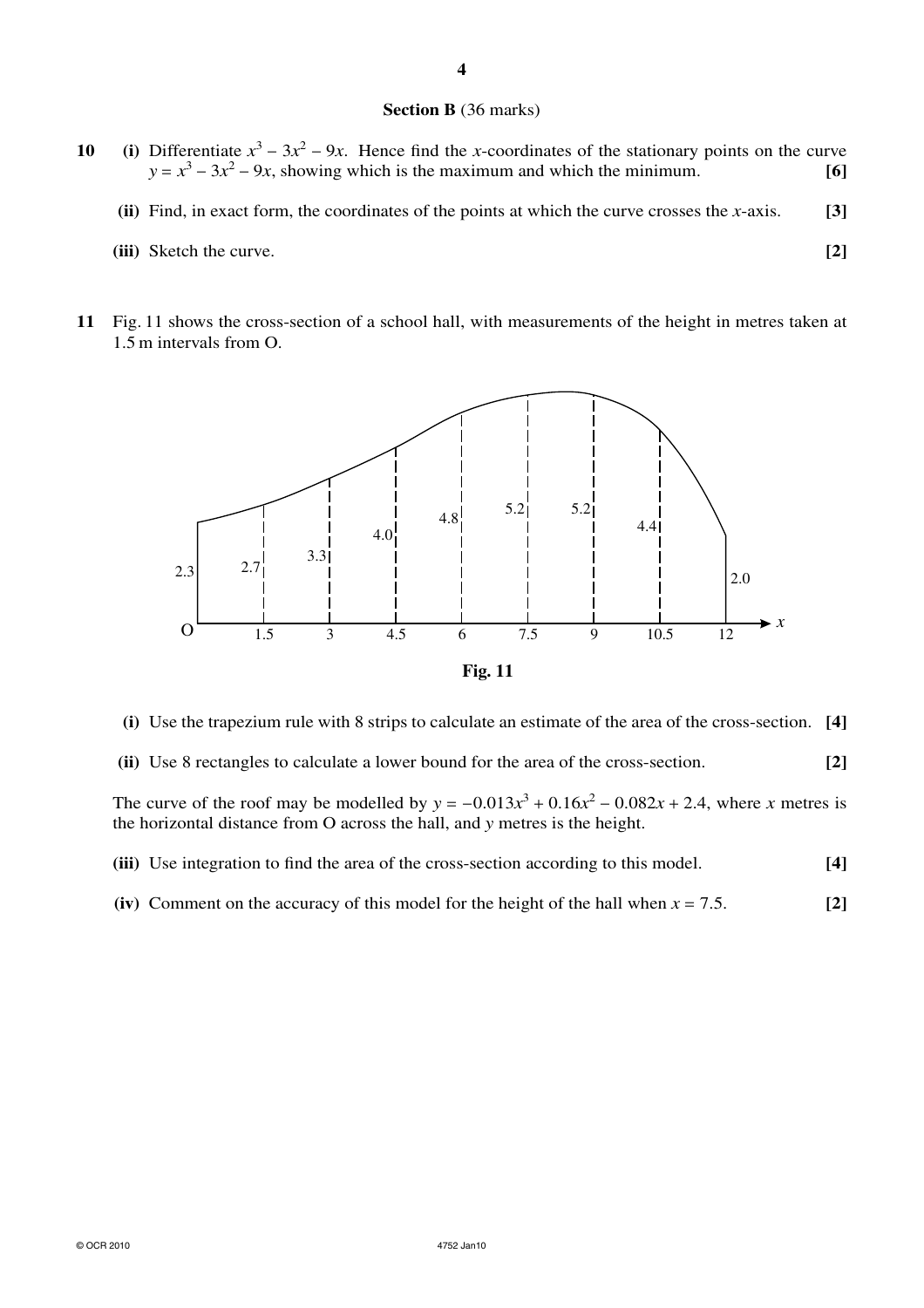## Section B (36 marks)

**10** **(i)** Differentiate $x^3 - 3x^2 - 9x$. Hence find the $x$-coordinates of the stationary points on the curve $y = x^3 - 3x^2 - 9x$, showing which is the maximum and which the minimum. **[6]**

**(ii)** Find, in exact form, the coordinates of the points at which the curve crosses the $x$-axis. **[3]**

**(iii)** Sketch the curve. **[2]**

**11** Fig. 11 shows the cross-section of a school hall, with measurements of the height in metres taken at 1.5 m intervals from O.

| $x$ | 0 | 1.5 | 3 | 4.5 | 6 | 7.5 | 9 | 10.5 | 12 |
|---|---|---|---|---|---|---|---|---|---|
| height | 2.3 | 2.7 | 3.3 | 4.0 | 4.8 | 5.2 | 5.2 | 4.4 | 2.0 |

**Fig. 11**

**(i)** Use the trapezium rule with 8 strips to calculate an estimate of the area of the cross-section. **[4]**

**(ii)** Use 8 rectangles to calculate a lower bound for the area of the cross-section. **[2]**

The curve of the roof may be modelled by $y = -0.013x^3 + 0.16x^2 - 0.082x + 2.4$, where $x$ metres is the horizontal distance from O across the hall, and $y$ metres is the height.

**(iii)** Use integration to find the area of the cross-section according to this model. **[4]**

**(iv)** Comment on the accuracy of this model for the height of the hall when $x = 7.5$. **[2]**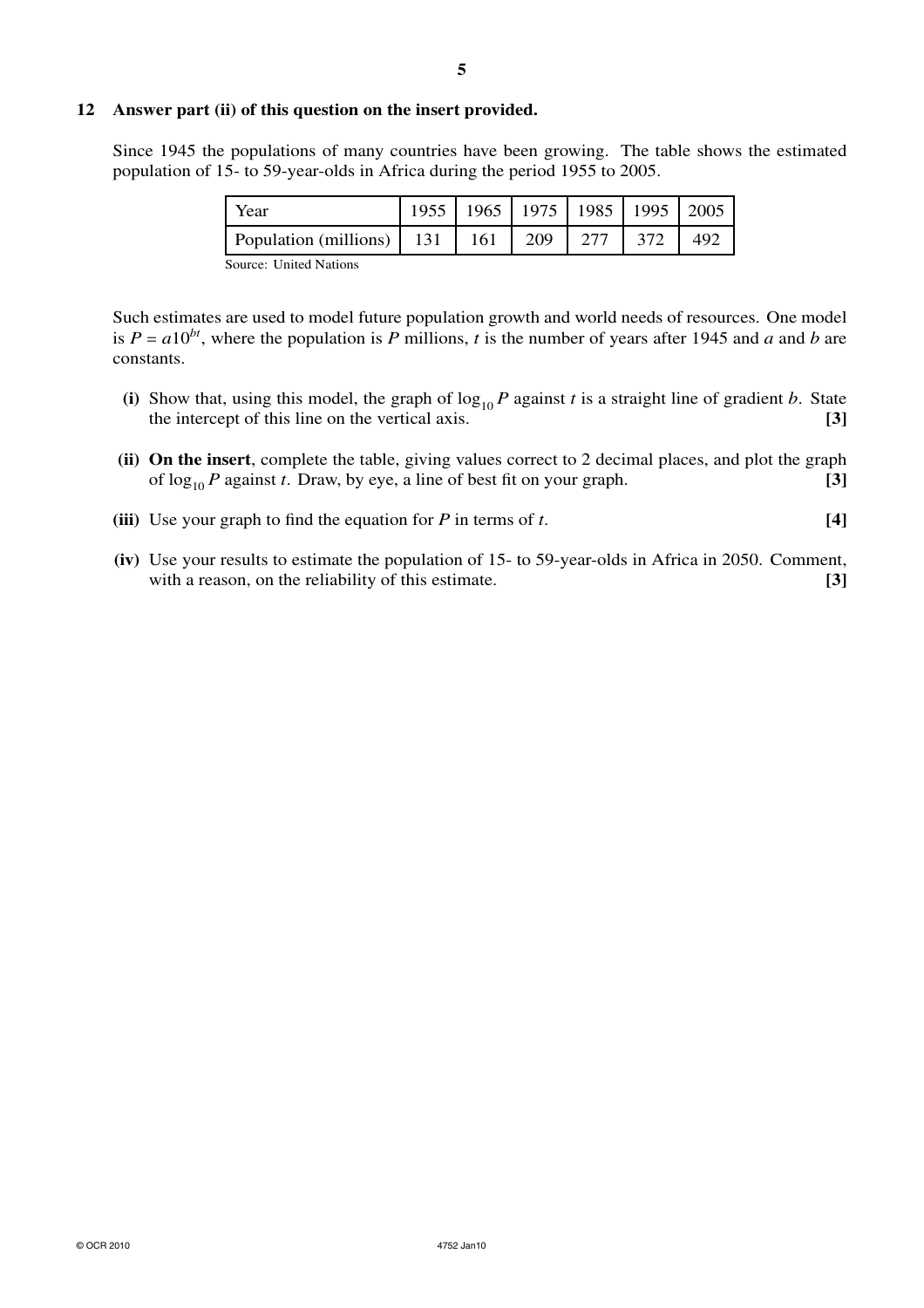**12 Answer part (ii) of this question on the insert provided.**

Since 1945 the populations of many countries have been growing. The table shows the estimated population of 15- to 59-year-olds in Africa during the period 1955 to 2005.

| Year | 1955 | 1965 | 1975 | 1985 | 1995 | 2005 |
|---|---|---|---|---|---|---|
| Population (millions) | 131 | 161 | 209 | 277 | 372 | 492 |

Source: United Nations

Such estimates are used to model future population growth and world needs of resources. One model is $P = a10^{bt}$, where the population is $P$ millions, $t$ is the number of years after 1945 and $a$ and $b$ are constants.

**(i)** Show that, using this model, the graph of $\log_{10} P$ against $t$ is a straight line of gradient $b$. State the intercept of this line on the vertical axis. **[3]**

**(ii)** **On the insert**, complete the table, giving values correct to 2 decimal places, and plot the graph of $\log_{10} P$ against $t$. Draw, by eye, a line of best fit on your graph. **[3]**

**(iii)** Use your graph to find the equation for $P$ in terms of $t$. **[4]**

**(iv)** Use your results to estimate the population of 15- to 59-year-olds in Africa in 2050. Comment, with a reason, on the reliability of this estimate. **[3]**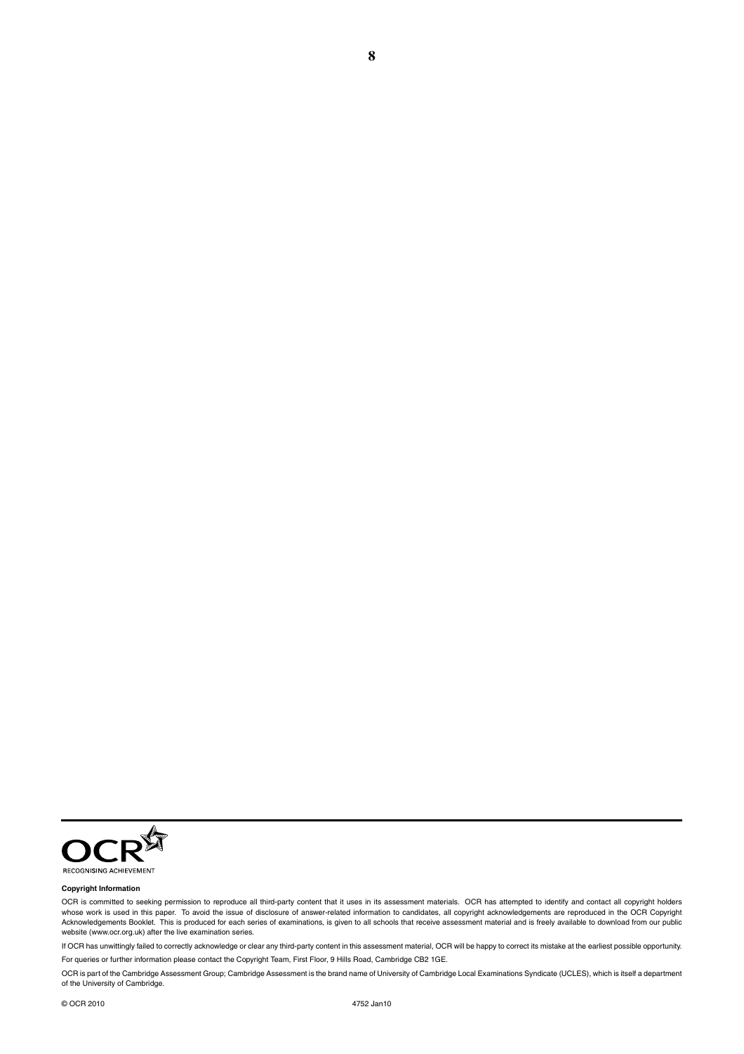RECOGNISING ACHIEVEMENT

**Copyright Information**

OCR is committed to seeking permission to reproduce all third-party content that it uses in its assessment materials. OCR has attempted to identify and contact all copyright holders whose work is used in this paper. To avoid the issue of disclosure of answer-related information to candidates, all copyright acknowledgements are reproduced in the OCR Copyright Acknowledgements Booklet. This is produced for each series of examinations, is given to all schools that receive assessment material and is freely available to download from our public website (www.ocr.org.uk) after the live examination series.

If OCR has unwittingly failed to correctly acknowledge or clear any third-party content in this assessment material, OCR will be happy to correct its mistake at the earliest possible opportunity.

For queries or further information please contact the Copyright Team, First Floor, 9 Hills Road, Cambridge CB2 1GE.

OCR is part of the Cambridge Assessment Group; Cambridge Assessment is the brand name of University of Cambridge Local Examinations Syndicate (UCLES), which is itself a department of the University of Cambridge.

© OCR 2010 4752 Jan10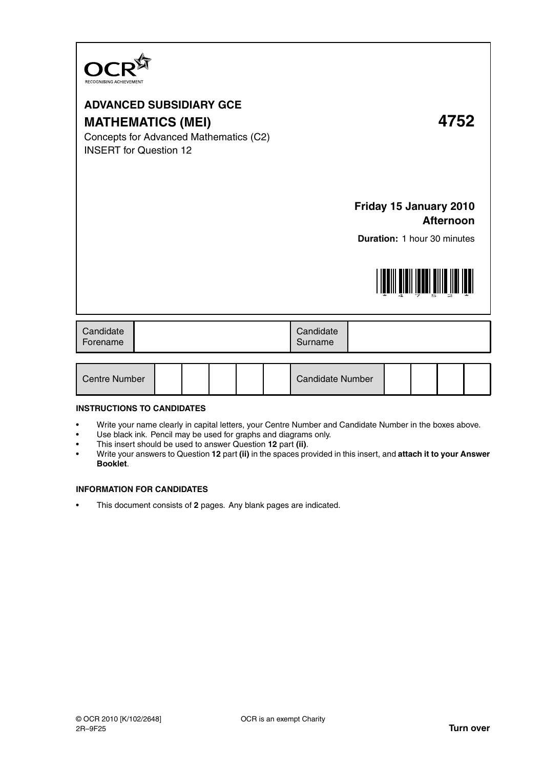OCR
RECOGNISING ACHIEVEMENT

**ADVANCED SUBSIDIARY GCE**

**MATHEMATICS (MEI)** **4752**

Concepts for Advanced Mathematics (C2)
INSERT for Question 12

**Friday 15 January 2010**
**Afternoon**

**Duration:** 1 hour 30 minutes

| Candidate Forename | | Candidate Surname | |
|---|---|---|---|

| Centre Number | | | | | | Candidate Number | | | | |
|---|---|---|---|---|---|---|---|---|---|---|

**INSTRUCTIONS TO CANDIDATES**

- Write your name clearly in capital letters, your Centre Number and Candidate Number in the boxes above.
- Use black ink. Pencil may be used for graphs and diagrams only.
- This insert should be used to answer Question **12** part **(ii)**.
- Write your answers to Question **12** part **(ii)** in the spaces provided in this insert, and **attach it to your Answer Booklet**.

**INFORMATION FOR CANDIDATES**

- This document consists of **2** pages. Any blank pages are indicated.

© OCR 2010 [K/102/2648]
2R–9F25

OCR is an exempt Charity

**Turn over**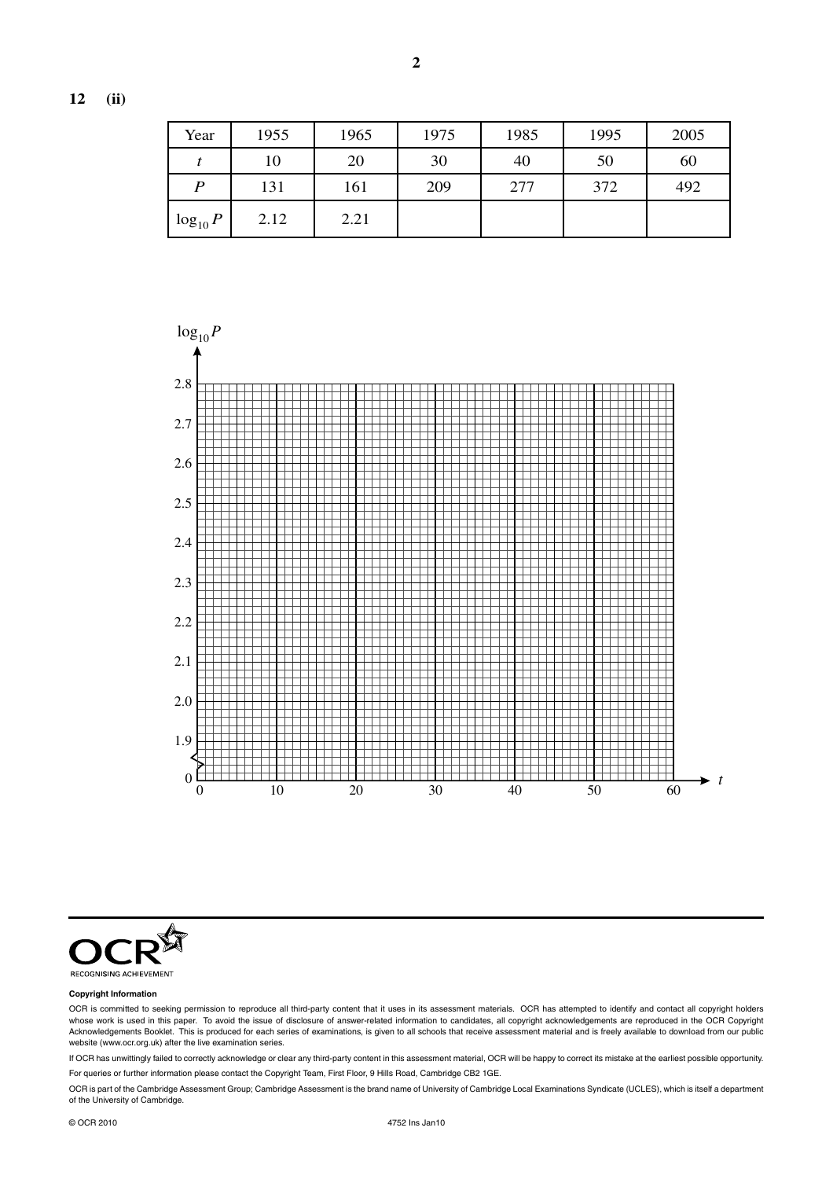**12 (ii)**

| Year | 1955 | 1965 | 1975 | 1985 | 1995 | 2005 |
|---|---|---|---|---|---|---|
| $t$ | 10 | 20 | 30 | 40 | 50 | 60 |
| $P$ | 131 | 161 | 209 | 277 | 372 | 492 |
| $\log_{10} P$ | 2.12 | 2.21 | | | | |

$\log_{10} P$

2.8

2.7

2.6

2.5

2.4

2.3

2.2

2.1

2.0

1.9

0

0 10 20 30 40 50 60 $t$